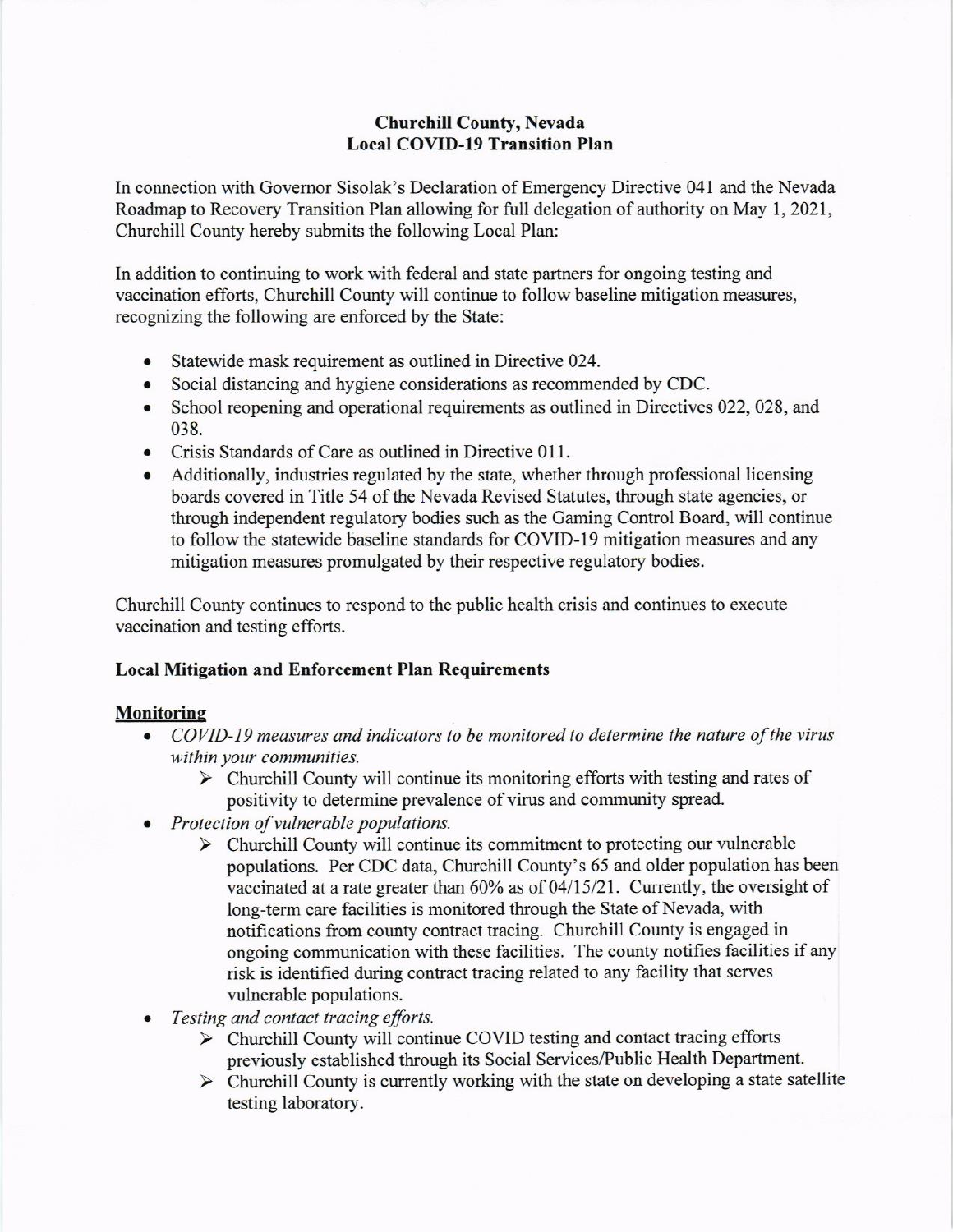# Churchill County, Nevada
## Local COVID-19 Transition Plan

In connection with Governor Sisolak's Declaration of Emergency Directive 041 and the Nevada Roadmap to Recovery Transition Plan allowing for full delegation of authority on May 1, 2021, Churchill County hereby submits the following Local Plan:

In addition to continuing to work with federal and state partners for ongoing testing and vaccination efforts, Churchill County will continue to follow baseline mitigation measures, recognizing the following are enforced by the State:

- Statewide mask requirement as outlined in Directive 024.
- Social distancing and hygiene considerations as recommended by CDC.
- School reopening and operational requirements as outlined in Directives 022, 028, and 038.
- Crisis Standards of Care as outlined in Directive 011.
- Additionally, industries regulated by the state, whether through professional licensing boards covered in Title 54 of the Nevada Revised Statutes, through state agencies, or through independent regulatory bodies such as the Gaming Control Board, will continue to follow the statewide baseline standards for COVID-19 mitigation measures and any mitigation measures promulgated by their respective regulatory bodies.

Churchill County continues to respond to the public health crisis and continues to execute vaccination and testing efforts.

### Local Mitigation and Enforcement Plan Requirements

**Monitoring**

- *COVID-19 measures and indicators to be monitored to determine the nature of the virus within your communities.*
  - Churchill County will continue its monitoring efforts with testing and rates of positivity to determine prevalence of virus and community spread.
- *Protection of vulnerable populations.*
  - Churchill County will continue its commitment to protecting our vulnerable populations. Per CDC data, Churchill County's 65 and older population has been vaccinated at a rate greater than 60% as of 04/15/21. Currently, the oversight of long-term care facilities is monitored through the State of Nevada, with notifications from county contract tracing. Churchill County is engaged in ongoing communication with these facilities. The county notifies facilities if any risk is identified during contract tracing related to any facility that serves vulnerable populations.
- *Testing and contact tracing efforts.*
  - Churchill County will continue COVID testing and contact tracing efforts previously established through its Social Services/Public Health Department.
  - Churchill County is currently working with the state on developing a state satellite testing laboratory.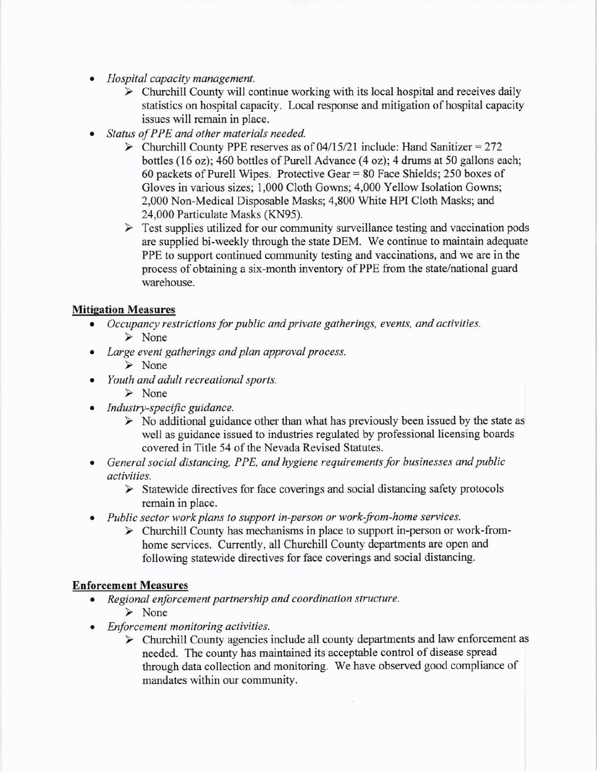- *Hospital capacity management.*
    - Churchill County will continue working with its local hospital and receives daily statistics on hospital capacity. Local response and mitigation of hospital capacity issues will remain in place.
- *Status of PPE and other materials needed.*
    - Churchill County PPE reserves as of 04/15/21 include: Hand Sanitizer = 272 bottles (16 oz); 460 bottles of Purell Advance (4 oz); 4 drums at 50 gallons each; 60 packets of Purell Wipes. Protective Gear = 80 Face Shields; 250 boxes of Gloves in various sizes; 1,000 Cloth Gowns; 4,000 Yellow Isolation Gowns; 2,000 Non-Medical Disposable Masks; 4,800 White HPI Cloth Masks; and 24,000 Particulate Masks (KN95).
    - Test supplies utilized for our community surveillance testing and vaccination pods are supplied bi-weekly through the state DEM. We continue to maintain adequate PPE to support continued community testing and vaccinations, and we are in the process of obtaining a six-month inventory of PPE from the state/national guard warehouse.

**Mitigation Measures**

- *Occupancy restrictions for public and private gatherings, events, and activities.*
    - None
- *Large event gatherings and plan approval process.*
    - None
- *Youth and adult recreational sports.*
    - None
- *Industry-specific guidance.*
    - No additional guidance other than what has previously been issued by the state as well as guidance issued to industries regulated by professional licensing boards covered in Title 54 of the Nevada Revised Statutes.
- *General social distancing, PPE, and hygiene requirements for businesses and public activities.*
    - Statewide directives for face coverings and social distancing safety protocols remain in place.
- *Public sector work plans to support in-person or work-from-home services.*
    - Churchill County has mechanisms in place to support in-person or work-from-home services. Currently, all Churchill County departments are open and following statewide directives for face coverings and social distancing.

**Enforcement Measures**

- *Regional enforcement partnership and coordination structure.*
    - None
- *Enforcement monitoring activities.*
    - Churchill County agencies include all county departments and law enforcement as needed. The county has maintained its acceptable control of disease spread through data collection and monitoring. We have observed good compliance of mandates within our community.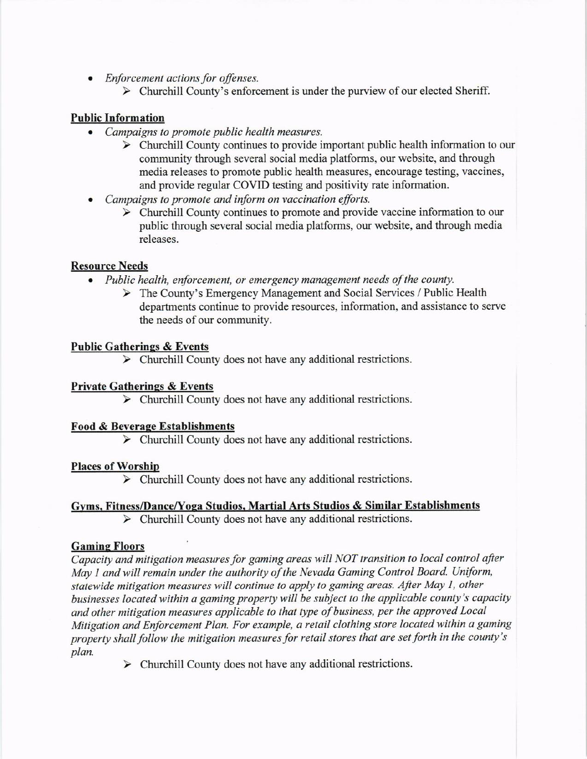- *Enforcement actions for offenses.*
  - Churchill County's enforcement is under the purview of our elected Sheriff.

## Public Information

- *Campaigns to promote public health measures.*
  - Churchill County continues to provide important public health information to our community through several social media platforms, our website, and through media releases to promote public health measures, encourage testing, vaccines, and provide regular COVID testing and positivity rate information.
- *Campaigns to promote and inform on vaccination efforts.*
  - Churchill County continues to promote and provide vaccine information to our public through several social media platforms, our website, and through media releases.

## Resource Needs

- *Public health, enforcement, or emergency management needs of the county.*
  - The County's Emergency Management and Social Services / Public Health departments continue to provide resources, information, and assistance to serve the needs of our community.

## Public Gatherings & Events

- Churchill County does not have any additional restrictions.

## Private Gatherings & Events

- Churchill County does not have any additional restrictions.

## Food & Beverage Establishments

- Churchill County does not have any additional restrictions.

## Places of Worship

- Churchill County does not have any additional restrictions.

## Gyms, Fitness/Dance/Yoga Studios, Martial Arts Studios & Similar Establishments

- Churchill County does not have any additional restrictions.

## Gaming Floors

*Capacity and mitigation measures for gaming areas will NOT transition to local control after May 1 and will remain under the authority of the Nevada Gaming Control Board. Uniform, statewide mitigation measures will continue to apply to gaming areas. After May 1, other businesses located within a gaming property will be subject to the applicable county's capacity and other mitigation measures applicable to that type of business, per the approved Local Mitigation and Enforcement Plan. For example, a retail clothing store located within a gaming property shall follow the mitigation measures for retail stores that are set forth in the county's plan.*

- Churchill County does not have any additional restrictions.